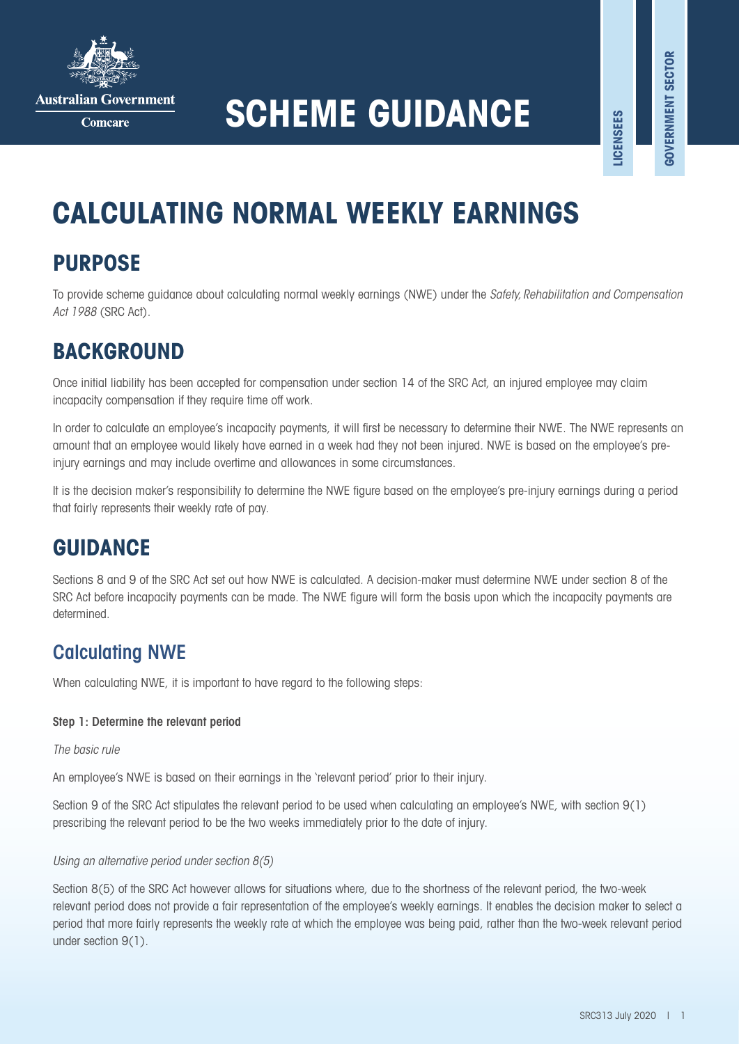Australian Government

Comcare

# SCHEME GUIDANCE

LICENSEES

GOVERNMENT SECTOR

# CALCULATING NORMAL WEEKLY EARNINGS

## PURPOSE

To provide scheme guidance about calculating normal weekly earnings (NWE) under the *Safety, Rehabilitation and Compensation Act 1988* (SRC Act).

## BACKGROUND

Once initial liability has been accepted for compensation under section 14 of the SRC Act, an injured employee may claim incapacity compensation if they require time off work.

In order to calculate an employee's incapacity payments, it will first be necessary to determine their NWE. The NWE represents an amount that an employee would likely have earned in a week had they not been injured. NWE is based on the employee's pre-injury earnings and may include overtime and allowances in some circumstances.

It is the decision maker's responsibility to determine the NWE figure based on the employee's pre-injury earnings during a period that fairly represents their weekly rate of pay.

## GUIDANCE

Sections 8 and 9 of the SRC Act set out how NWE is calculated. A decision-maker must determine NWE under section 8 of the SRC Act before incapacity payments can be made. The NWE figure will form the basis upon which the incapacity payments are determined.

### Calculating NWE

When calculating NWE, it is important to have regard to the following steps:

**Step 1: Determine the relevant period**

*The basic rule*

An employee's NWE is based on their earnings in the 'relevant period' prior to their injury.

Section 9 of the SRC Act stipulates the relevant period to be used when calculating an employee's NWE, with section 9(1) prescribing the relevant period to be the two weeks immediately prior to the date of injury.

*Using an alternative period under section 8(5)*

Section 8(5) of the SRC Act however allows for situations where, due to the shortness of the relevant period, the two-week relevant period does not provide a fair representation of the employee's weekly earnings. It enables the decision maker to select a period that more fairly represents the weekly rate at which the employee was being paid, rather than the two-week relevant period under section 9(1).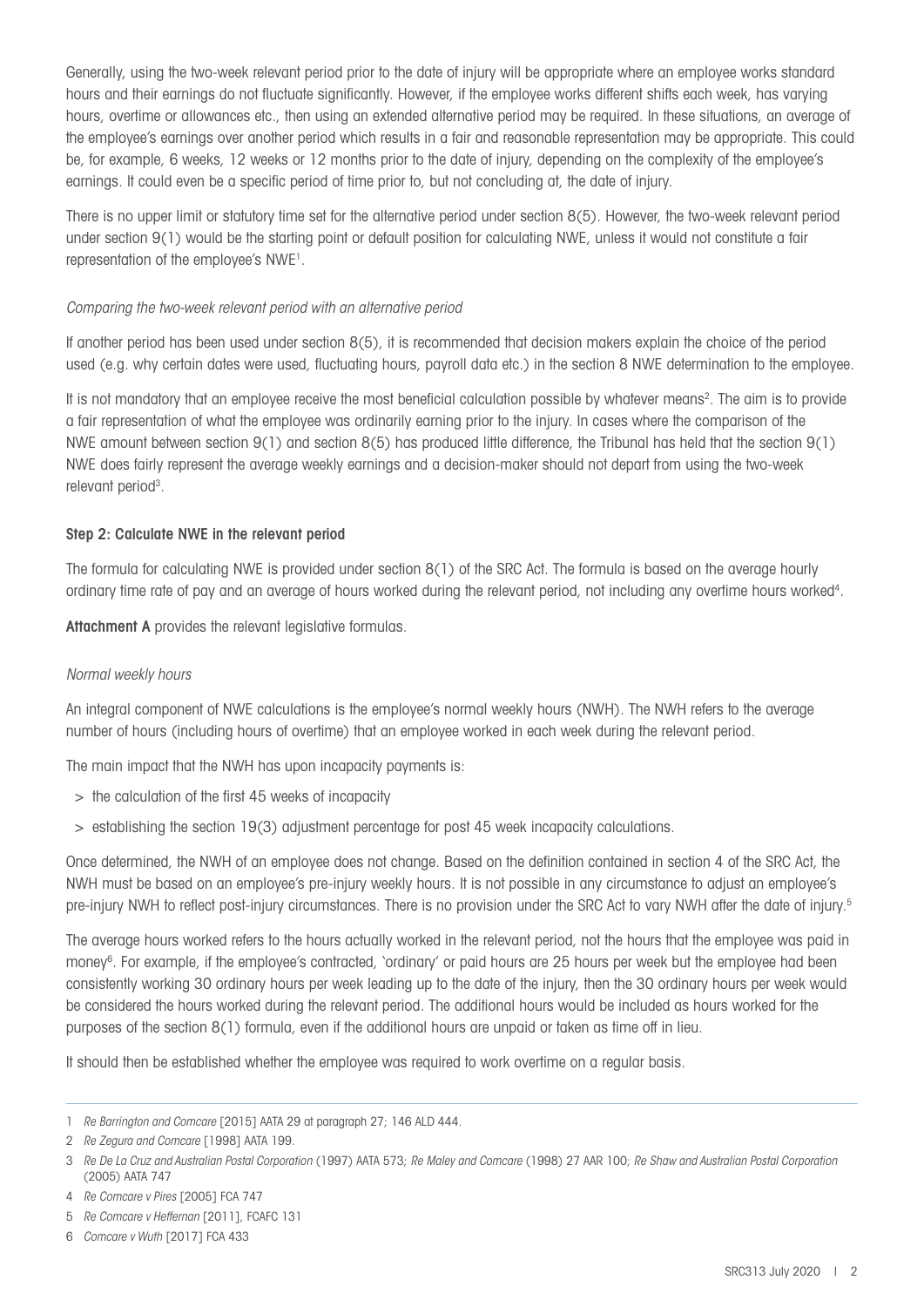Generally, using the two-week relevant period prior to the date of injury will be appropriate where an employee works standard hours and their earnings do not fluctuate significantly. However, if the employee works different shifts each week, has varying hours, overtime or allowances etc., then using an extended alternative period may be required. In these situations, an average of the employee's earnings over another period which results in a fair and reasonable representation may be appropriate. This could be, for example, 6 weeks, 12 weeks or 12 months prior to the date of injury, depending on the complexity of the employee's earnings. It could even be a specific period of time prior to, but not concluding at, the date of injury.

There is no upper limit or statutory time set for the alternative period under section 8(5). However, the two-week relevant period under section 9(1) would be the starting point or default position for calculating NWE, unless it would not constitute a fair representation of the employee's NWE[1].

*Comparing the two-week relevant period with an alternative period*

If another period has been used under section 8(5), it is recommended that decision makers explain the choice of the period used (e.g. why certain dates were used, fluctuating hours, payroll data etc.) in the section 8 NWE determination to the employee.

It is not mandatory that an employee receive the most beneficial calculation possible by whatever means[2]. The aim is to provide a fair representation of what the employee was ordinarily earning prior to the injury. In cases where the comparison of the NWE amount between section 9(1) and section 8(5) has produced little difference, the Tribunal has held that the section 9(1) NWE does fairly represent the average weekly earnings and a decision-maker should not depart from using the two-week relevant period[3].

**Step 2: Calculate NWE in the relevant period**

The formula for calculating NWE is provided under section 8(1) of the SRC Act. The formula is based on the average hourly ordinary time rate of pay and an average of hours worked during the relevant period, not including any overtime hours worked[4].

**Attachment A** provides the relevant legislative formulas.

*Normal weekly hours*

An integral component of NWE calculations is the employee's normal weekly hours (NWH). The NWH refers to the average number of hours (including hours of overtime) that an employee worked in each week during the relevant period.

The main impact that the NWH has upon incapacity payments is:

- the calculation of the first 45 weeks of incapacity
- establishing the section 19(3) adjustment percentage for post 45 week incapacity calculations.

Once determined, the NWH of an employee does not change. Based on the definition contained in section 4 of the SRC Act, the NWH must be based on an employee's pre-injury weekly hours. It is not possible in any circumstance to adjust an employee's pre-injury NWH to reflect post-injury circumstances. There is no provision under the SRC Act to vary NWH after the date of injury.[5]

The average hours worked refers to the hours actually worked in the relevant period, not the hours that the employee was paid in money[6]. For example, if the employee's contracted, 'ordinary' or paid hours are 25 hours per week but the employee had been consistently working 30 ordinary hours per week leading up to the date of the injury, then the 30 ordinary hours per week would be considered the hours worked during the relevant period. The additional hours would be included as hours worked for the purposes of the section 8(1) formula, even if the additional hours are unpaid or taken as time off in lieu.

It should then be established whether the employee was required to work overtime on a regular basis.

---

1 *Re Barrington and Comcare* [2015] AATA 29 at paragraph 27; 146 ALD 444.

2 *Re Zegura and Comcare* [1998] AATA 199.

3 *Re De La Cruz and Australian Postal Corporation* (1997) AATA 573; *Re Maley and Comcare* (1998) 27 AAR 100; *Re Shaw and Australian Postal Corporation* (2005) AATA 747

4 *Re Comcare v Pires* [2005] FCA 747

5 *Re Comcare v Heffernan* [2011], FCAFC 131

6 *Comcare v Wuth* [2017] FCA 433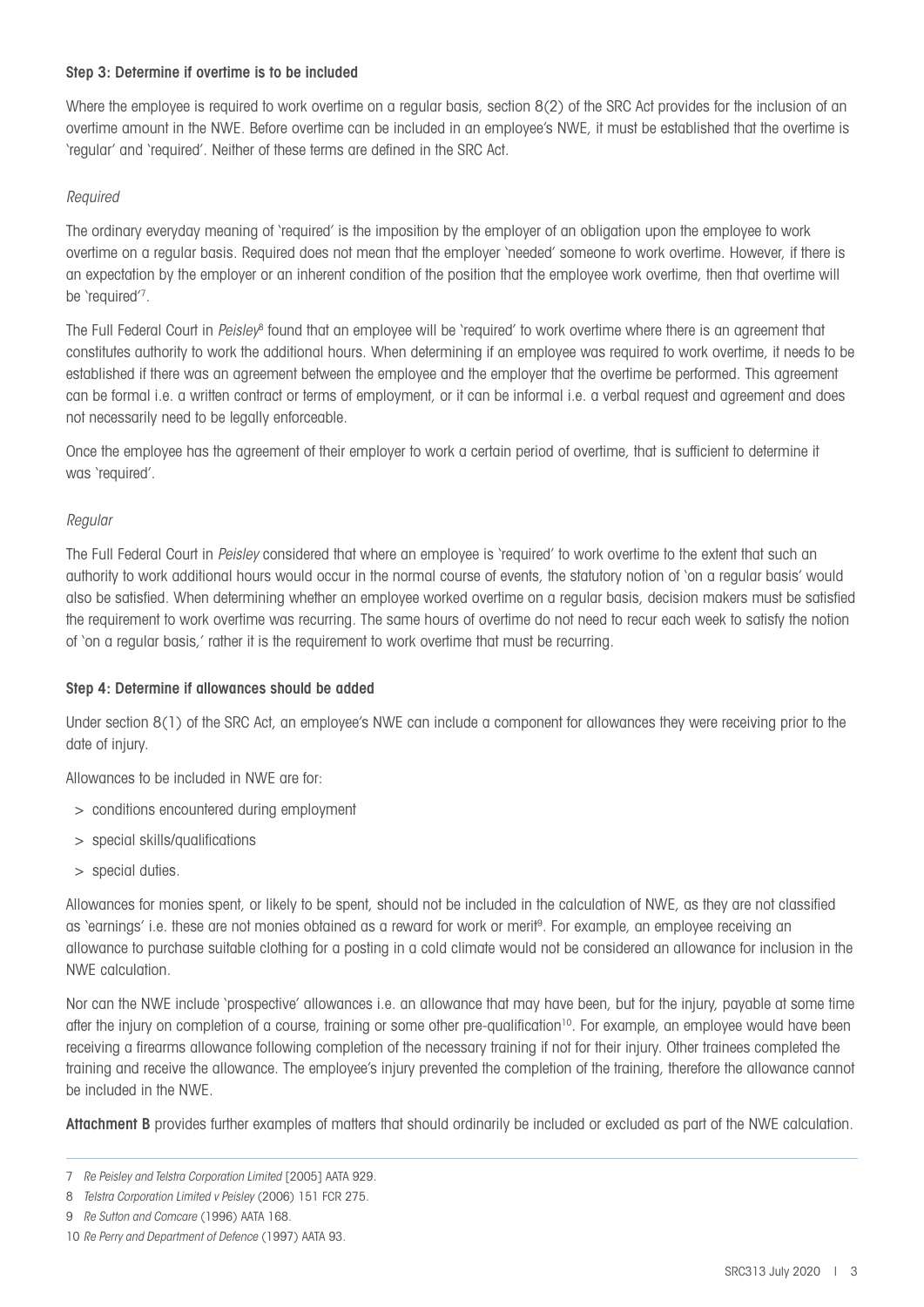### Step 3: Determine if overtime is to be included

Where the employee is required to work overtime on a regular basis, section 8(2) of the SRC Act provides for the inclusion of an overtime amount in the NWE. Before overtime can be included in an employee's NWE, it must be established that the overtime is 'regular' and 'required'. Neither of these terms are defined in the SRC Act.

*Required*

The ordinary everyday meaning of 'required' is the imposition by the employer of an obligation upon the employee to work overtime on a regular basis. Required does not mean that the employer 'needed' someone to work overtime. However, if there is an expectation by the employer or an inherent condition of the position that the employee work overtime, then that overtime will be 'required'[7].

The Full Federal Court in *Peisley*[8] found that an employee will be 'required' to work overtime where there is an agreement that constitutes authority to work the additional hours. When determining if an employee was required to work overtime, it needs to be established if there was an agreement between the employee and the employer that the overtime be performed. This agreement can be formal i.e. a written contract or terms of employment, or it can be informal i.e. a verbal request and agreement and does not necessarily need to be legally enforceable.

Once the employee has the agreement of their employer to work a certain period of overtime, that is sufficient to determine it was 'required'.

*Regular*

The Full Federal Court in *Peisley* considered that where an employee is 'required' to work overtime to the extent that such an authority to work additional hours would occur in the normal course of events, the statutory notion of 'on a regular basis' would also be satisfied. When determining whether an employee worked overtime on a regular basis, decision makers must be satisfied the requirement to work overtime was recurring. The same hours of overtime do not need to recur each week to satisfy the notion of 'on a regular basis,' rather it is the requirement to work overtime that must be recurring.

### Step 4: Determine if allowances should be added

Under section 8(1) of the SRC Act, an employee's NWE can include a component for allowances they were receiving prior to the date of injury.

Allowances to be included in NWE are for:

- conditions encountered during employment
- special skills/qualifications
- special duties.

Allowances for monies spent, or likely to be spent, should not be included in the calculation of NWE, as they are not classified as 'earnings' i.e. these are not monies obtained as a reward for work or merit[9]. For example, an employee receiving an allowance to purchase suitable clothing for a posting in a cold climate would not be considered an allowance for inclusion in the NWE calculation.

Nor can the NWE include 'prospective' allowances i.e. an allowance that may have been, but for the injury, payable at some time after the injury on completion of a course, training or some other pre-qualification[10]. For example, an employee would have been receiving a firearms allowance following completion of the necessary training if not for their injury. Other trainees completed the training and receive the allowance. The employee's injury prevented the completion of the training, therefore the allowance cannot be included in the NWE.

**Attachment B** provides further examples of matters that should ordinarily be included or excluded as part of the NWE calculation.

---

7 *Re Peisley and Telstra Corporation Limited* [2005] AATA 929.

8 *Telstra Corporation Limited v Peisley* (2006) 151 FCR 275.

9 *Re Sutton and Comcare* (1996) AATA 168.

10 *Re Perry and Department of Defence* (1997) AATA 93.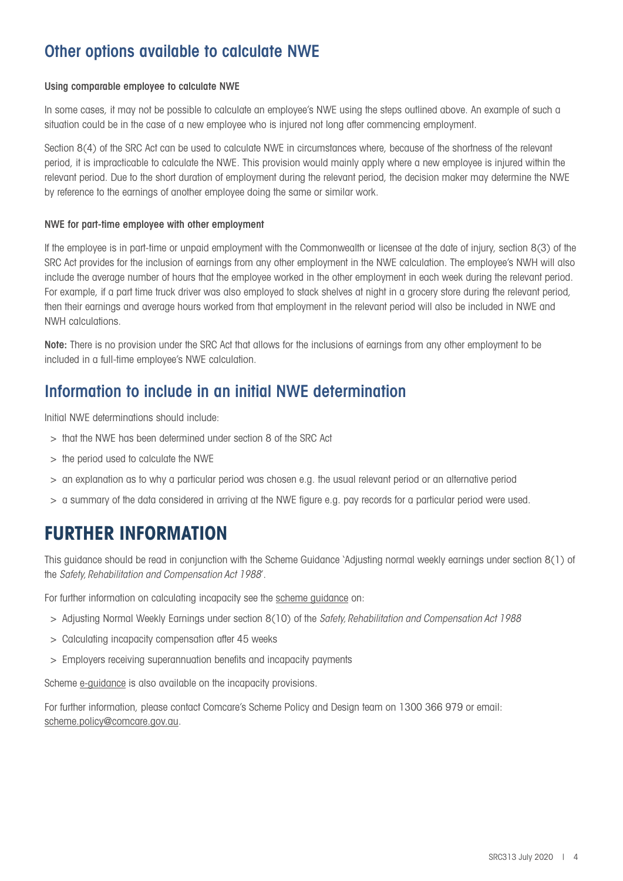## Other options available to calculate NWE

#### Using comparable employee to calculate NWE

In some cases, it may not be possible to calculate an employee's NWE using the steps outlined above. An example of such a situation could be in the case of a new employee who is injured not long after commencing employment.

Section 8(4) of the SRC Act can be used to calculate NWE in circumstances where, because of the shortness of the relevant period, it is impracticable to calculate the NWE. This provision would mainly apply where a new employee is injured within the relevant period. Due to the short duration of employment during the relevant period, the decision maker may determine the NWE by reference to the earnings of another employee doing the same or similar work.

#### NWE for part-time employee with other employment

If the employee is in part-time or unpaid employment with the Commonwealth or licensee at the date of injury, section 8(3) of the SRC Act provides for the inclusion of earnings from any other employment in the NWE calculation. The employee's NWH will also include the average number of hours that the employee worked in the other employment in each week during the relevant period. For example, if a part time truck driver was also employed to stack shelves at night in a grocery store during the relevant period, then their earnings and average hours worked from that employment in the relevant period will also be included in NWE and NWH calculations.

**Note:** There is no provision under the SRC Act that allows for the inclusions of earnings from any other employment to be included in a full-time employee's NWE calculation.

## Information to include in an initial NWE determination

Initial NWE determinations should include:

- that the NWE has been determined under section 8 of the SRC Act
- the period used to calculate the NWE
- an explanation as to why a particular period was chosen e.g. the usual relevant period or an alternative period
- a summary of the data considered in arriving at the NWE figure e.g. pay records for a particular period were used.

# FURTHER INFORMATION

This guidance should be read in conjunction with the Scheme Guidance 'Adjusting normal weekly earnings under section 8(1) of the *Safety, Rehabilitation and Compensation Act 1988*'.

For further information on calculating incapacity see the scheme guidance on:

- Adjusting Normal Weekly Earnings under section 8(10) of the *Safety, Rehabilitation and Compensation Act 1988*
- Calculating incapacity compensation after 45 weeks
- Employers receiving superannuation benefits and incapacity payments

Scheme e-guidance is also available on the incapacity provisions.

For further information, please contact Comcare's Scheme Policy and Design team on 1300 366 979 or email: scheme.policy@comcare.gov.au.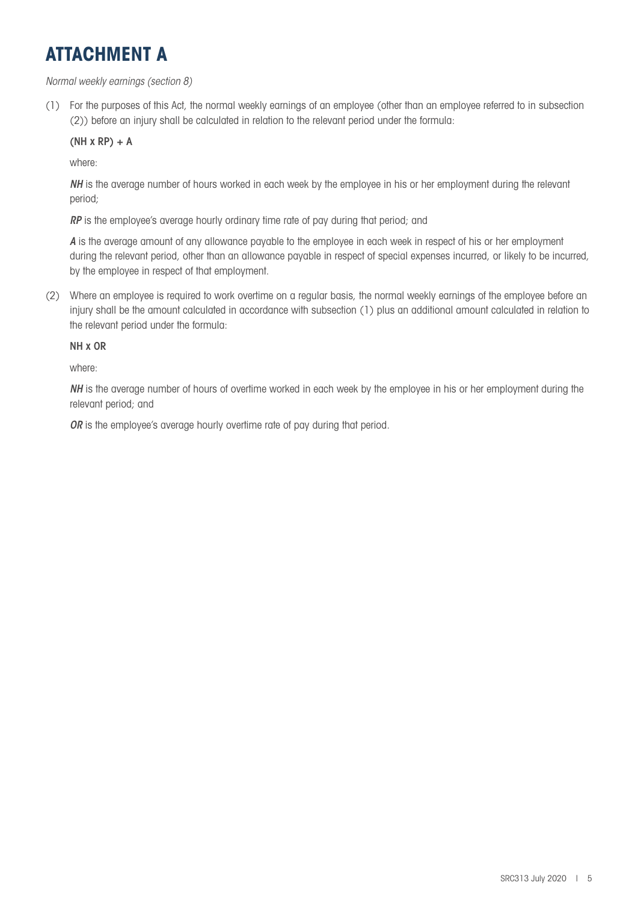# ATTACHMENT A

*Normal weekly earnings (section 8)*

(1) For the purposes of this Act, the normal weekly earnings of an employee (other than an employee referred to in subsection (2)) before an injury shall be calculated in relation to the relevant period under the formula:

$$(NH \times RP) + A$$

where:

***NH*** is the average number of hours worked in each week by the employee in his or her employment during the relevant period;

***RP*** is the employee's average hourly ordinary time rate of pay during that period; and

***A*** is the average amount of any allowance payable to the employee in each week in respect of his or her employment during the relevant period, other than an allowance payable in respect of special expenses incurred, or likely to be incurred, by the employee in respect of that employment.

(2) Where an employee is required to work overtime on a regular basis, the normal weekly earnings of the employee before an injury shall be the amount calculated in accordance with subsection (1) plus an additional amount calculated in relation to the relevant period under the formula:

$$NH \times OR$$

where:

***NH*** is the average number of hours of overtime worked in each week by the employee in his or her employment during the relevant period; and

***OR*** is the employee's average hourly overtime rate of pay during that period.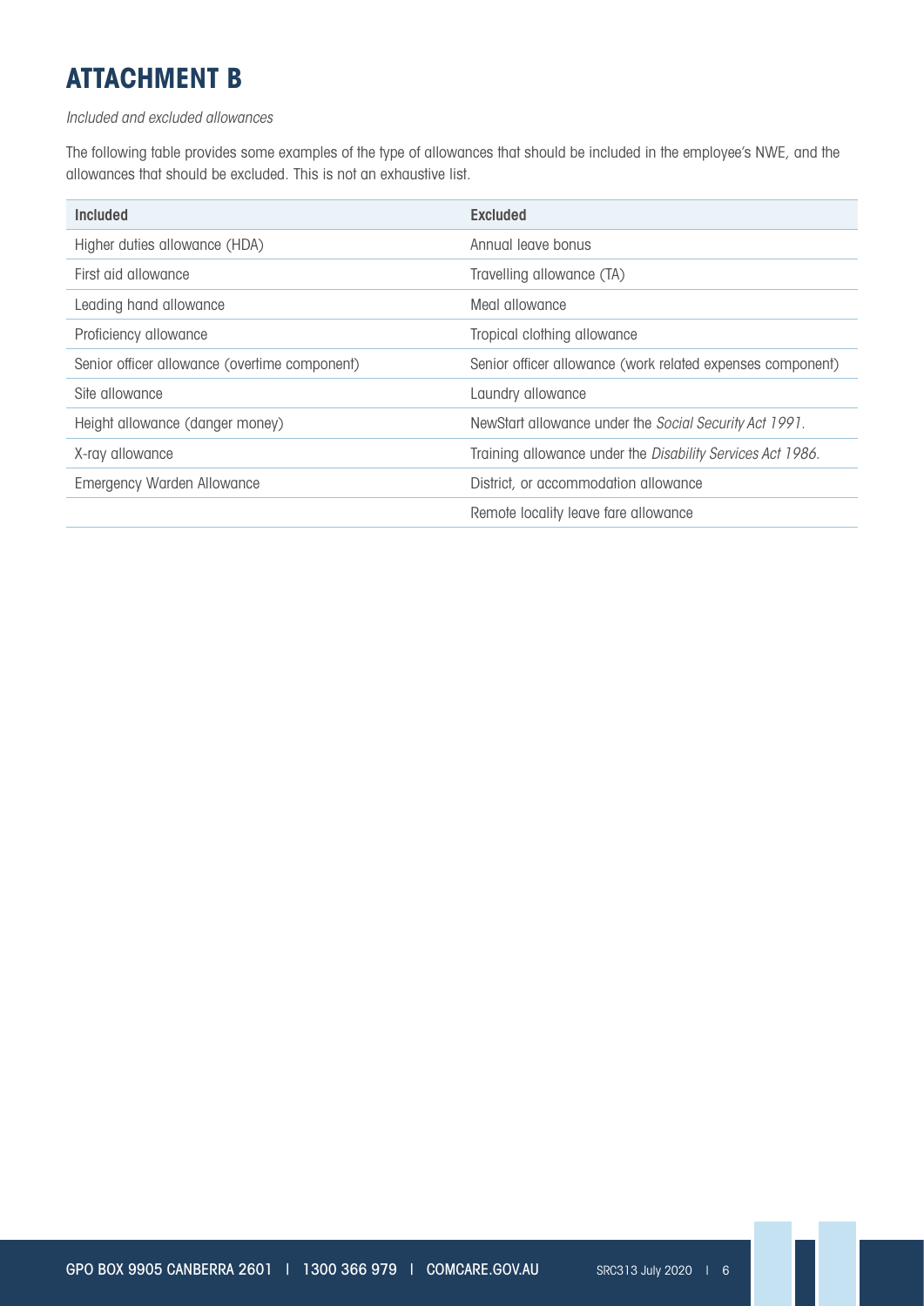# ATTACHMENT B

*Included and excluded allowances*

The following table provides some examples of the type of allowances that should be included in the employee's NWE, and the allowances that should be excluded. This is not an exhaustive list.

| Included | Excluded |
|---|---|
| Higher duties allowance (HDA) | Annual leave bonus |
| First aid allowance | Travelling allowance (TA) |
| Leading hand allowance | Meal allowance |
| Proficiency allowance | Tropical clothing allowance |
| Senior officer allowance (overtime component) | Senior officer allowance (work related expenses component) |
| Site allowance | Laundry allowance |
| Height allowance (danger money) | NewStart allowance under the *Social Security Act 1991*. |
| X-ray allowance | Training allowance under the *Disability Services Act 1986*. |
| Emergency Warden Allowance | District, or accommodation allowance |
| | Remote locality leave fare allowance |